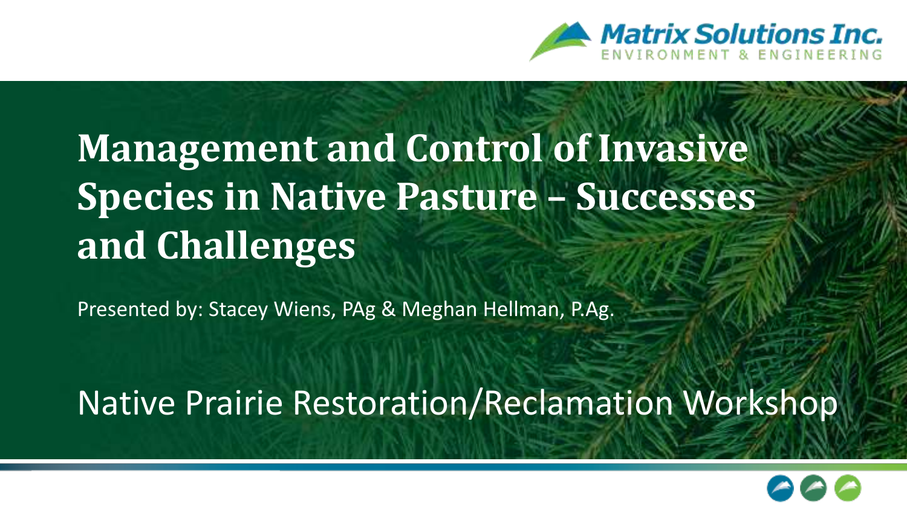Matrix Solutions Inc.
ENVIRONMENT & ENGINEERING

# Management and Control of Invasive Species in Native Pasture – Successes and Challenges

Presented by: Stacey Wiens, PAg & Meghan Hellman, P.Ag.

## Native Prairie Restoration/Reclamation Workshop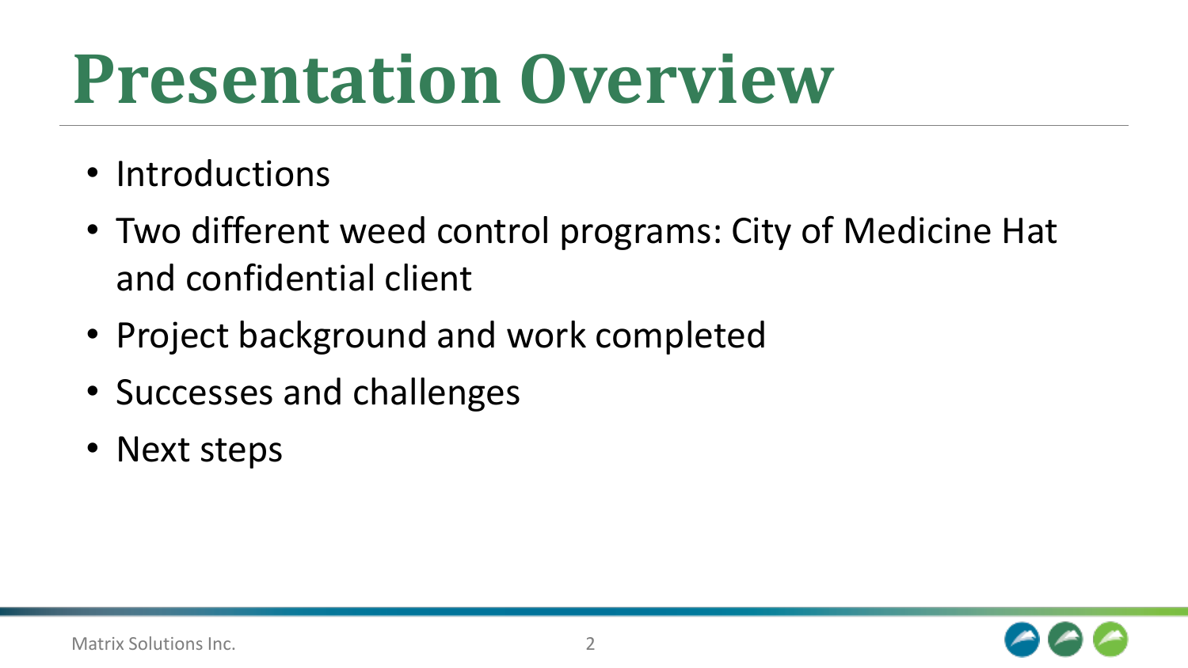# Presentation Overview

- Introductions
- Two different weed control programs: City of Medicine Hat and confidential client
- Project background and work completed
- Successes and challenges
- Next steps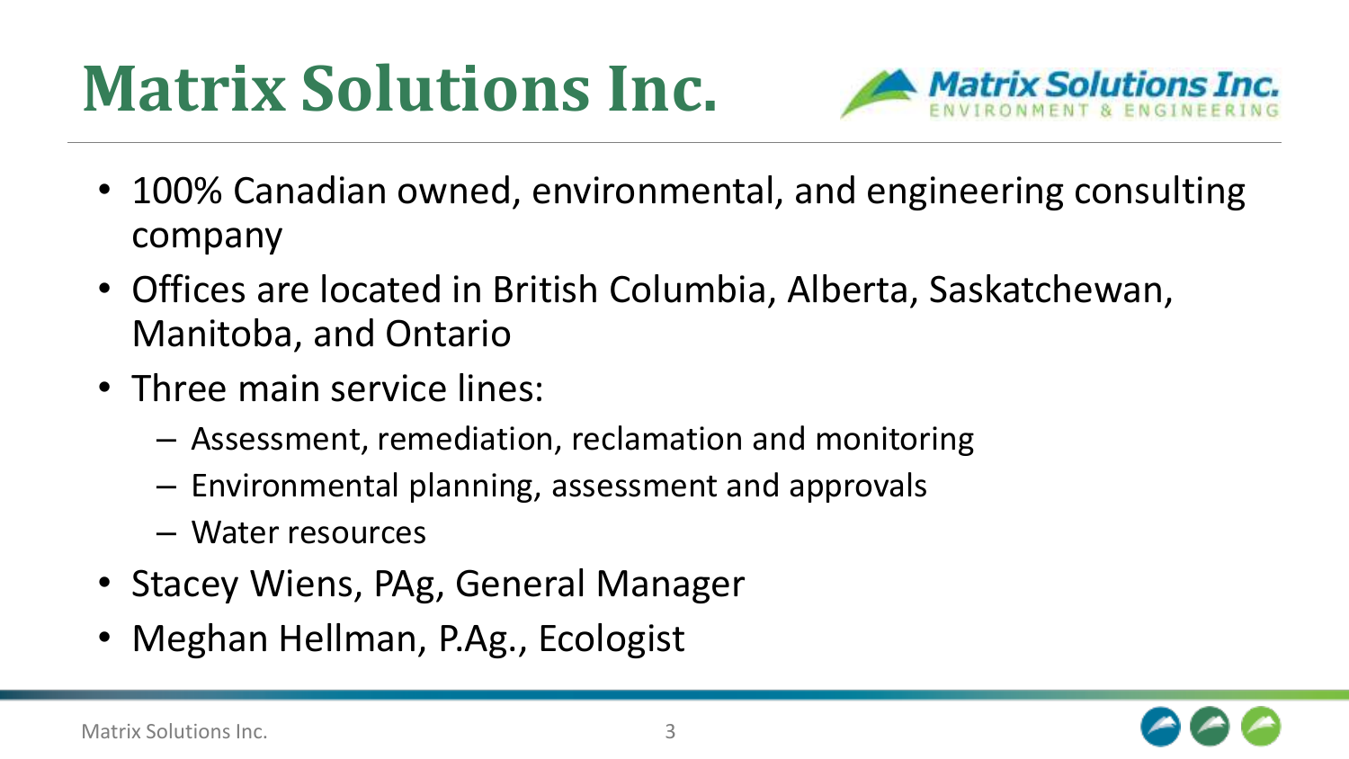# Matrix Solutions Inc.

- 100% Canadian owned, environmental, and engineering consulting company
- Offices are located in British Columbia, Alberta, Saskatchewan, Manitoba, and Ontario
- Three main service lines:
  - Assessment, remediation, reclamation and monitoring
  - Environmental planning, assessment and approvals
  - Water resources
- Stacey Wiens, PAg, General Manager
- Meghan Hellman, P.Ag., Ecologist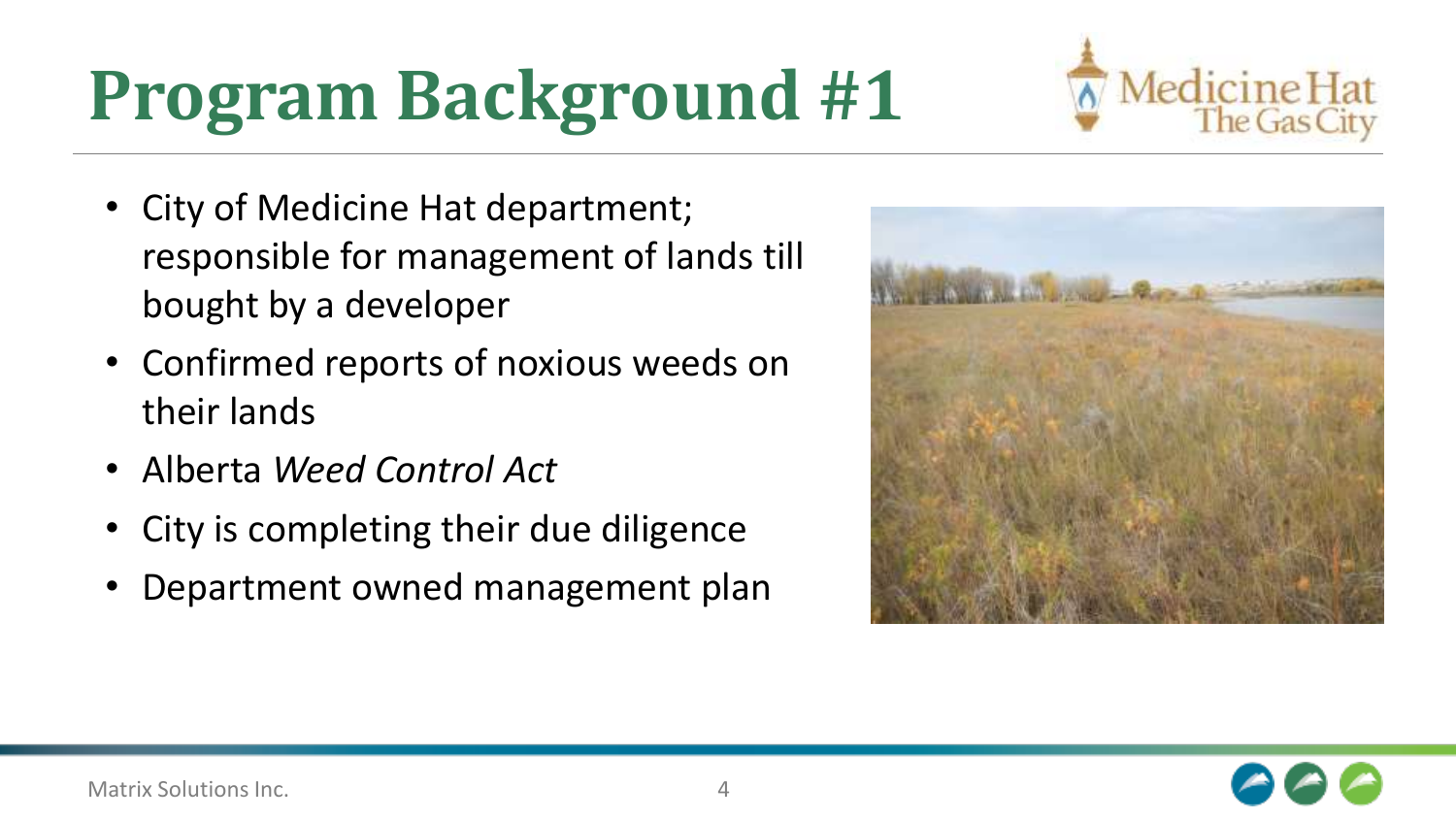# Program Background #1

- City of Medicine Hat department; responsible for management of lands till bought by a developer
- Confirmed reports of noxious weeds on their lands
- Alberta *Weed Control Act*
- City is completing their due diligence
- Department owned management plan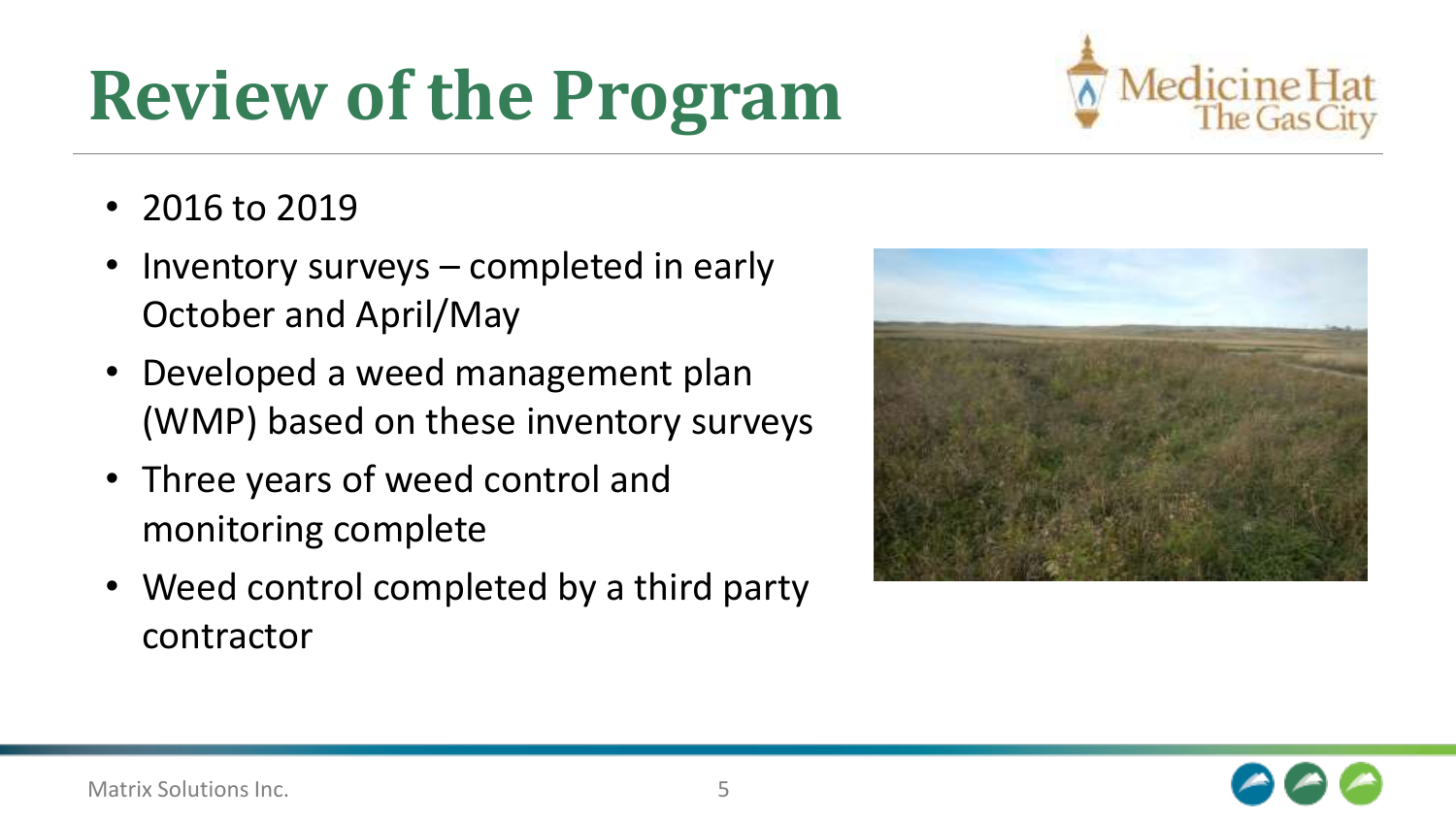# Review of the Program

- 2016 to 2019
- Inventory surveys – completed in early October and April/May
- Developed a weed management plan (WMP) based on these inventory surveys
- Three years of weed control and monitoring complete
- Weed control completed by a third party contractor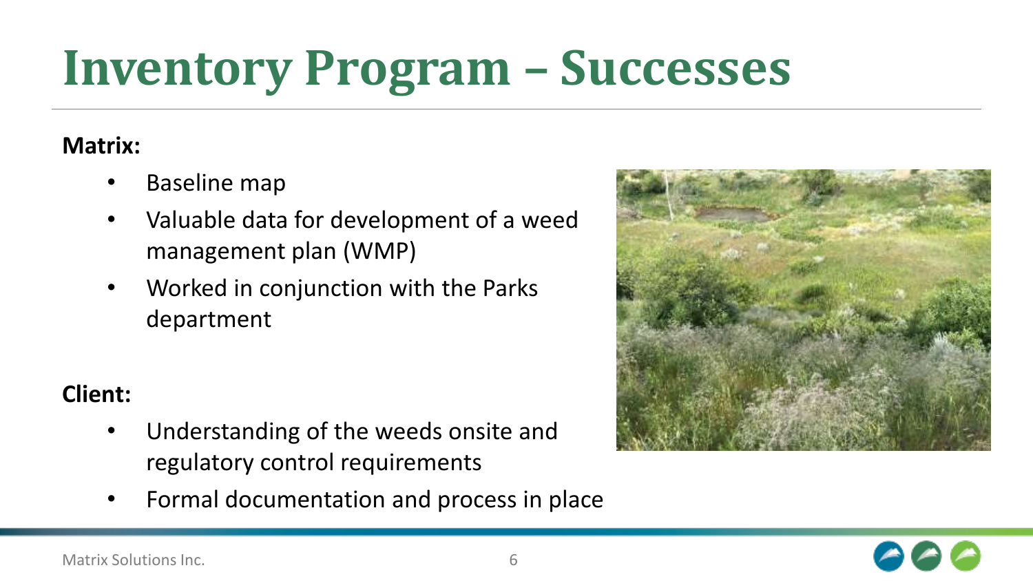# Inventory Program – Successes

**Matrix:**

- Baseline map
- Valuable data for development of a weed management plan (WMP)
- Worked in conjunction with the Parks department

**Client:**

- Understanding of the weeds onsite and regulatory control requirements
- Formal documentation and process in place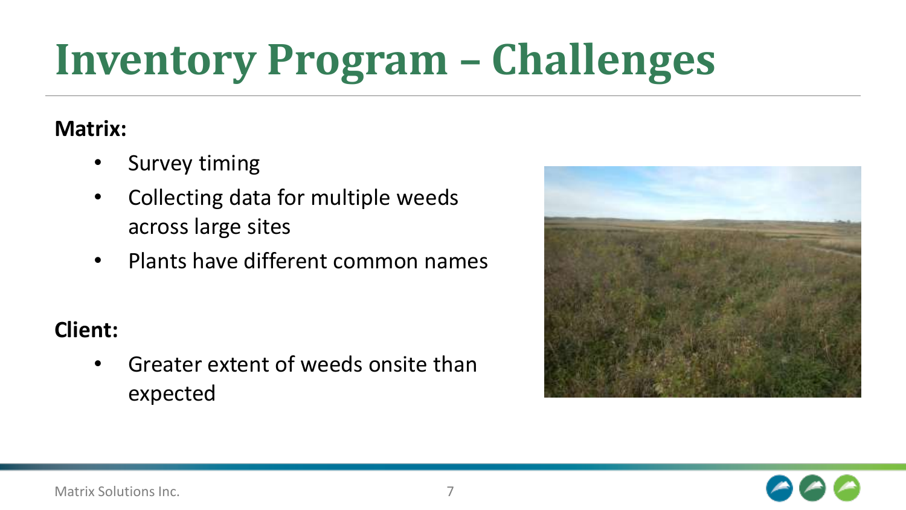# Inventory Program – Challenges

**Matrix:**

- Survey timing
- Collecting data for multiple weeds across large sites
- Plants have different common names

**Client:**

- Greater extent of weeds onsite than expected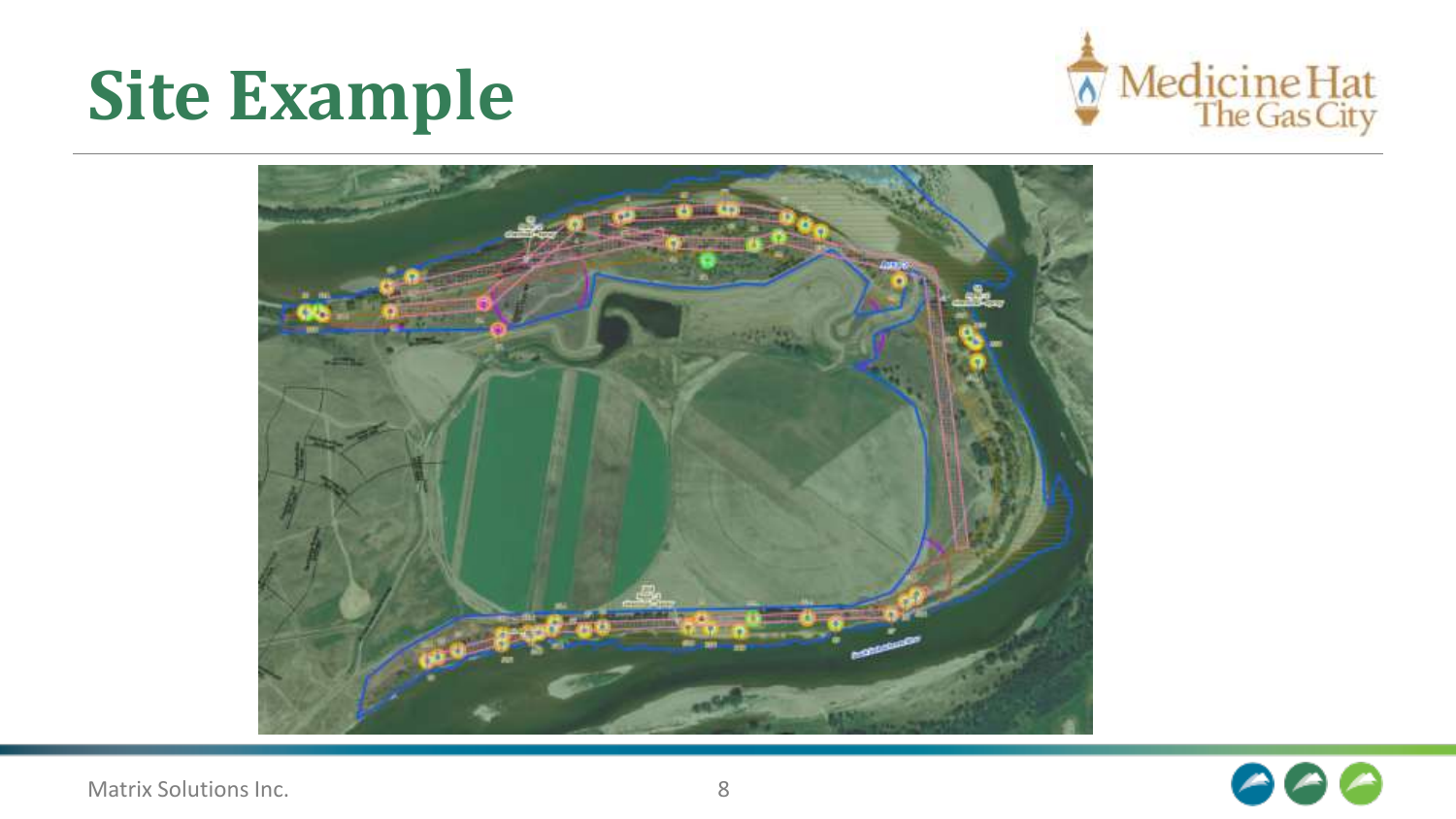# Site Example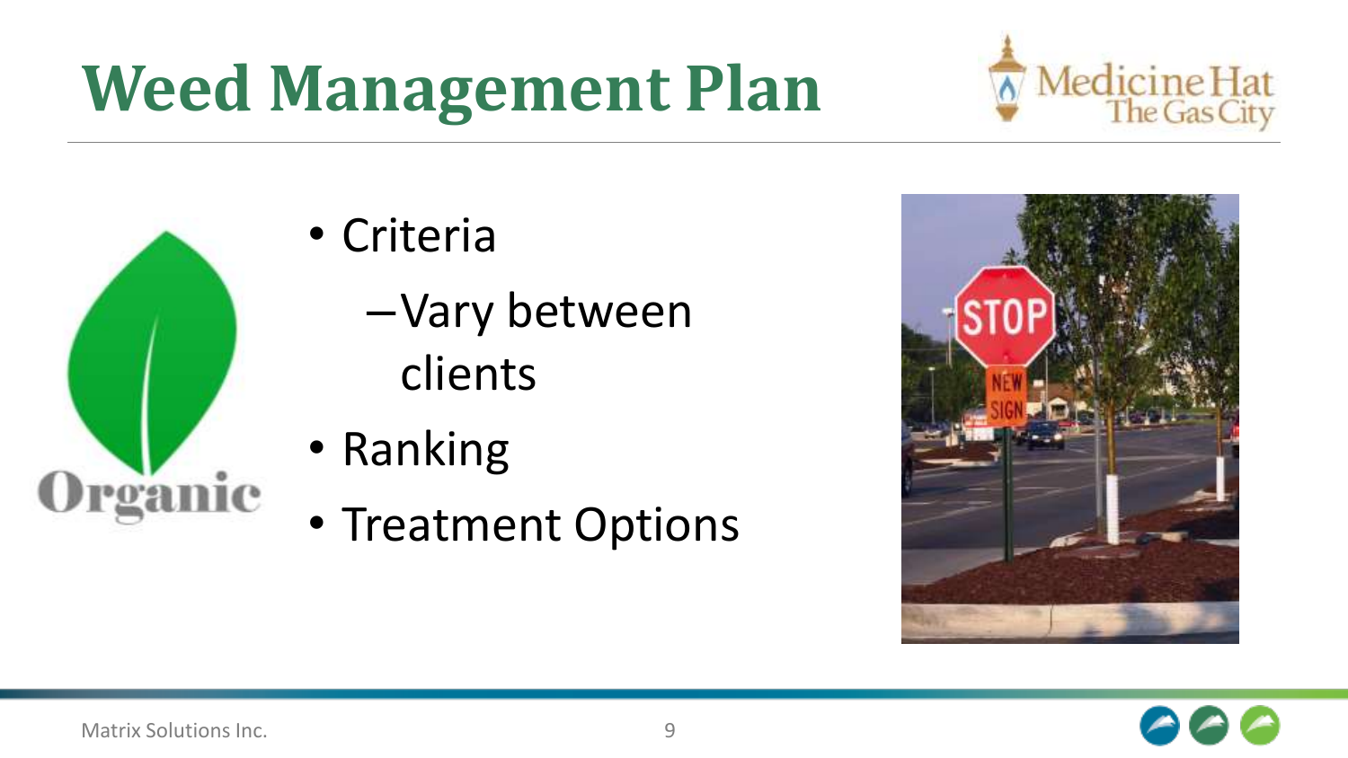# Weed Management Plan

- Criteria
  - Vary between clients
- Ranking
- Treatment Options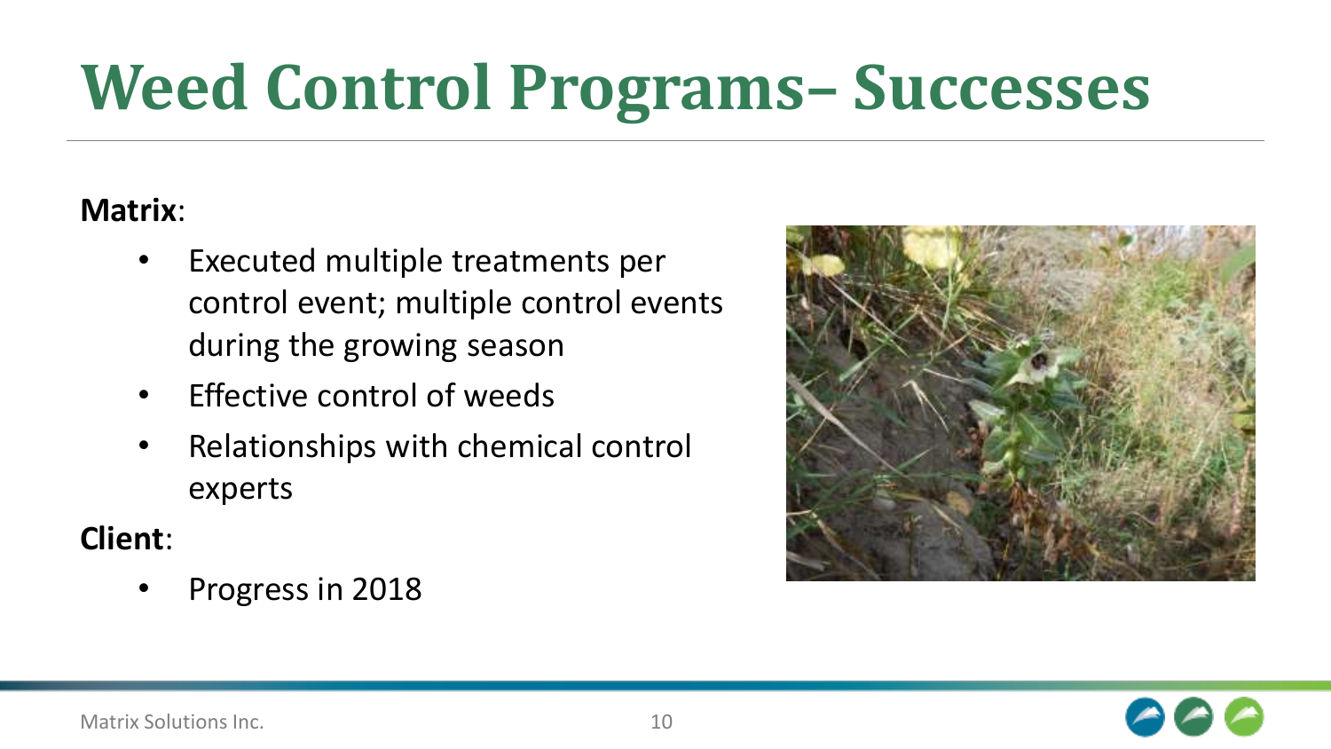# Weed Control Programs– Successes

**Matrix**:

- Executed multiple treatments per control event; multiple control events during the growing season
- Effective control of weeds
- Relationships with chemical control experts

**Client**:

- Progress in 2018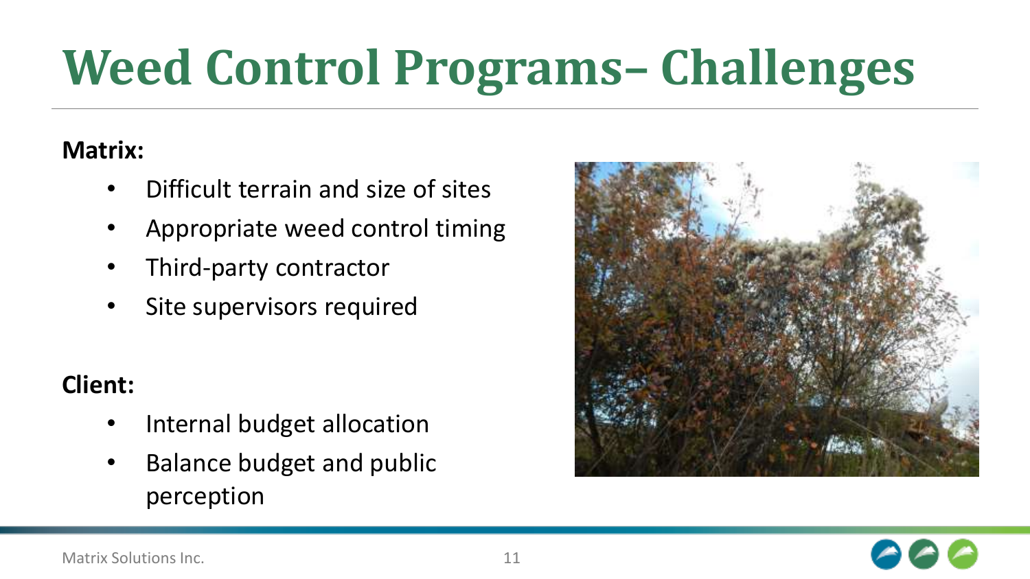# Weed Control Programs– Challenges

**Matrix:**

- Difficult terrain and size of sites
- Appropriate weed control timing
- Third-party contractor
- Site supervisors required

**Client:**

- Internal budget allocation
- Balance budget and public perception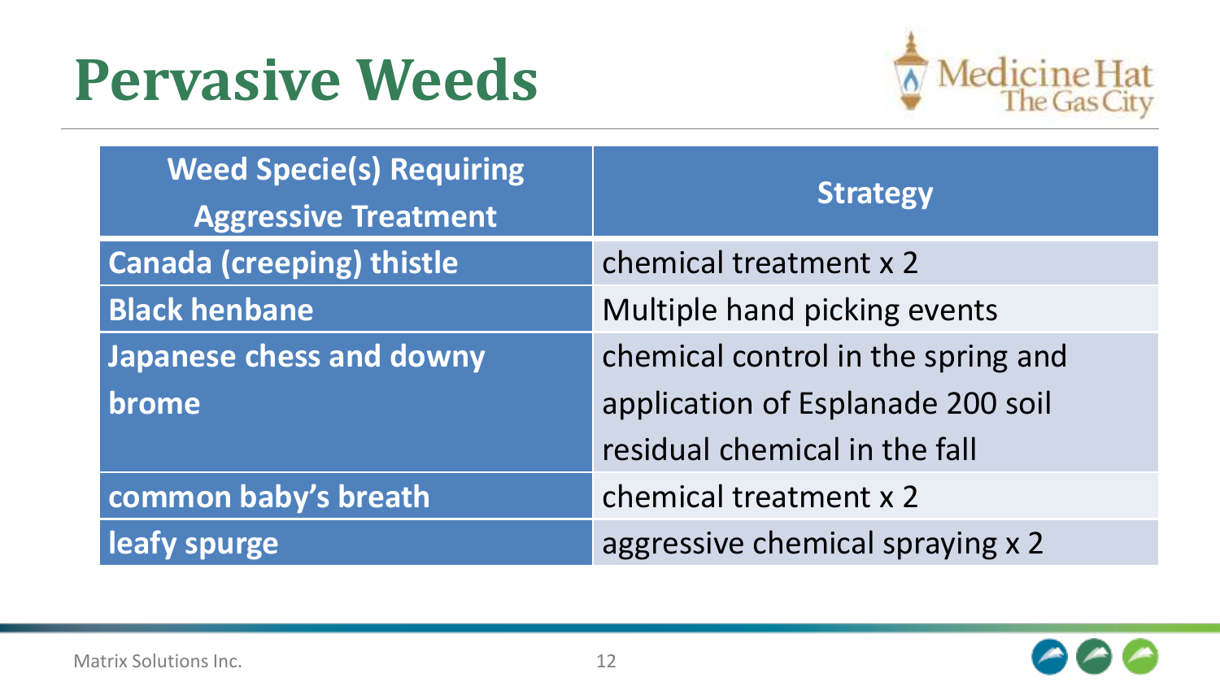# Pervasive Weeds

| Weed Specie(s) Requiring Aggressive Treatment | Strategy |
|---|---|
| **Canada (creeping) thistle** | chemical treatment x 2 |
| **Black henbane** | Multiple hand picking events |
| **Japanese chess and downy brome** | chemical control in the spring and application of Esplanade 200 soil residual chemical in the fall |
| **common baby's breath** | chemical treatment x 2 |
| **leafy spurge** | aggressive chemical spraying x 2 |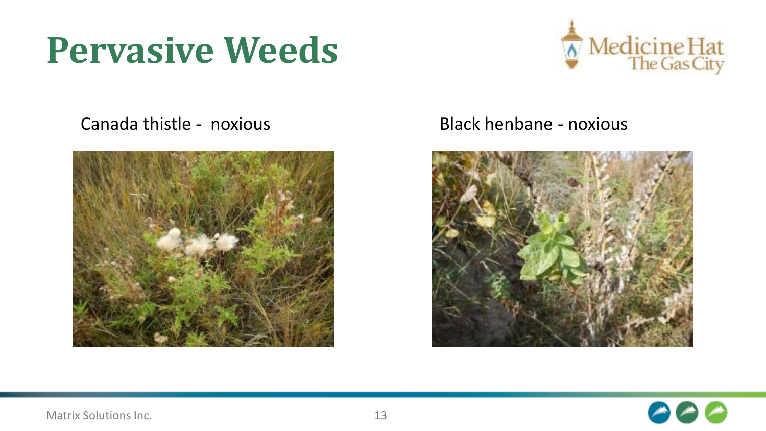# Pervasive Weeds

Canada thistle - noxious

Black henbane - noxious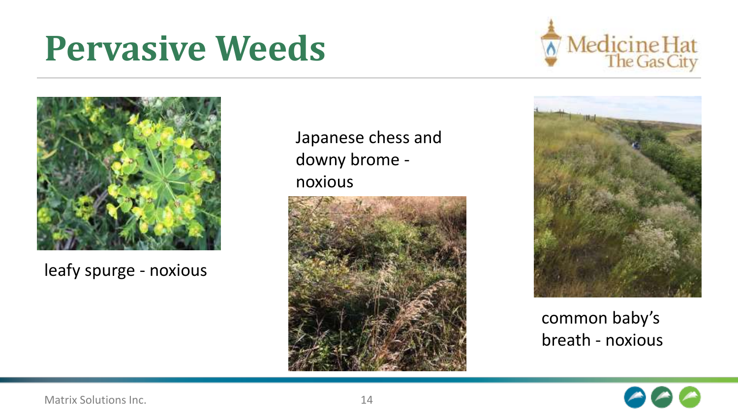# Pervasive Weeds

leafy spurge - noxious

Japanese chess and downy brome - noxious

common baby's breath - noxious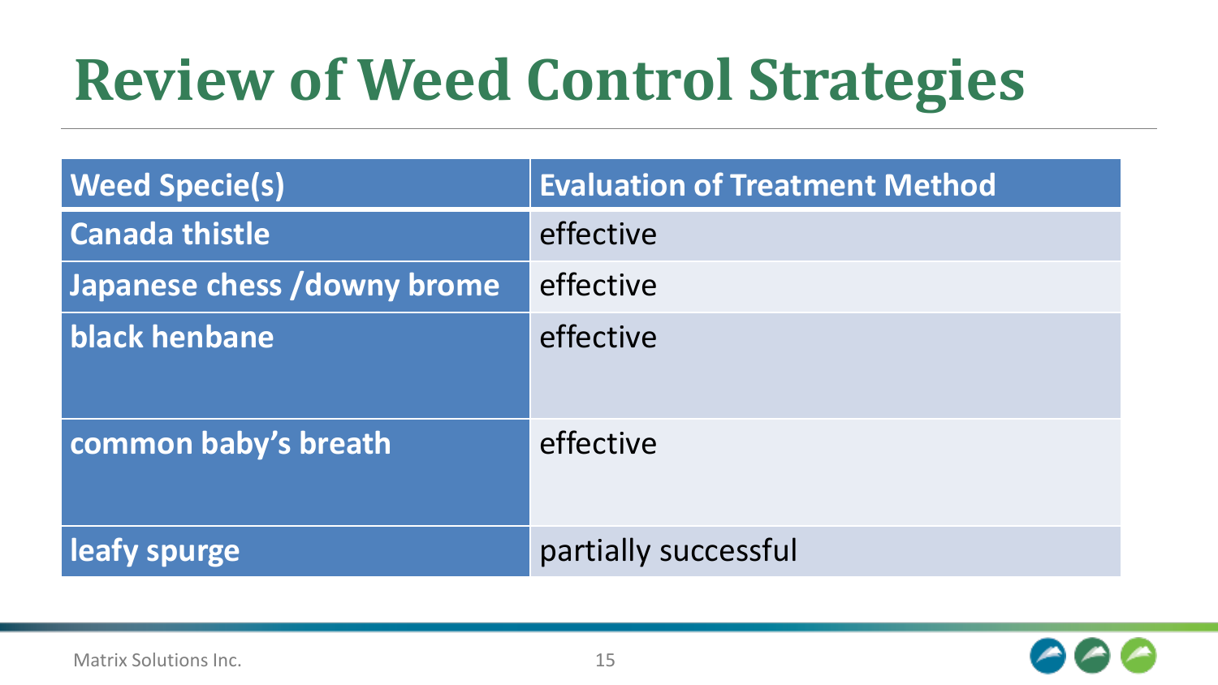# Review of Weed Control Strategies

| Weed Specie(s) | Evaluation of Treatment Method |
|---|---|
| Canada thistle | effective |
| Japanese chess /downy brome | effective |
| black henbane | effective |
| common baby's breath | effective |
| leafy spurge | partially successful |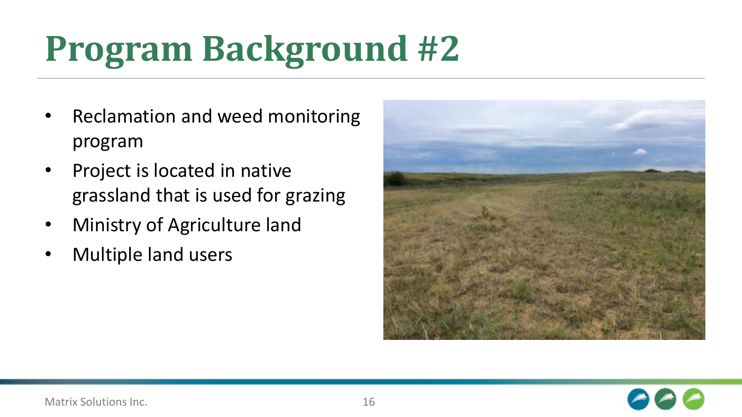# Program Background #2

- Reclamation and weed monitoring program
- Project is located in native grassland that is used for grazing
- Ministry of Agriculture land
- Multiple land users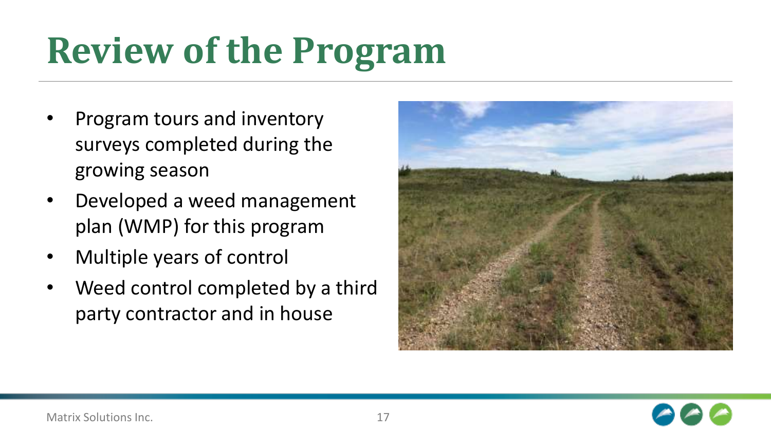# Review of the Program

- Program tours and inventory surveys completed during the growing season
- Developed a weed management plan (WMP) for this program
- Multiple years of control
- Weed control completed by a third party contractor and in house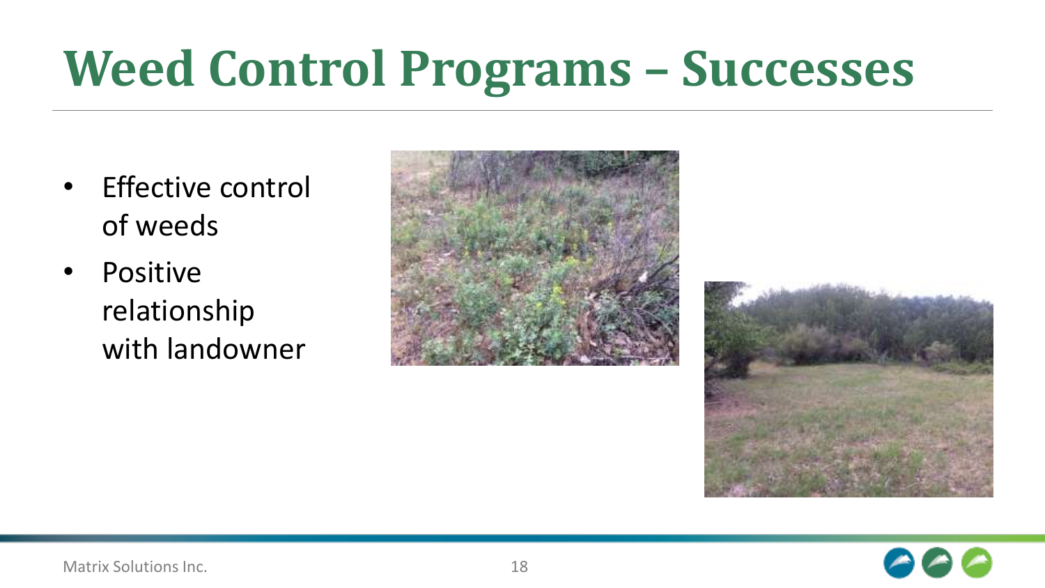# Weed Control Programs – Successes

- Effective control of weeds
- Positive relationship with landowner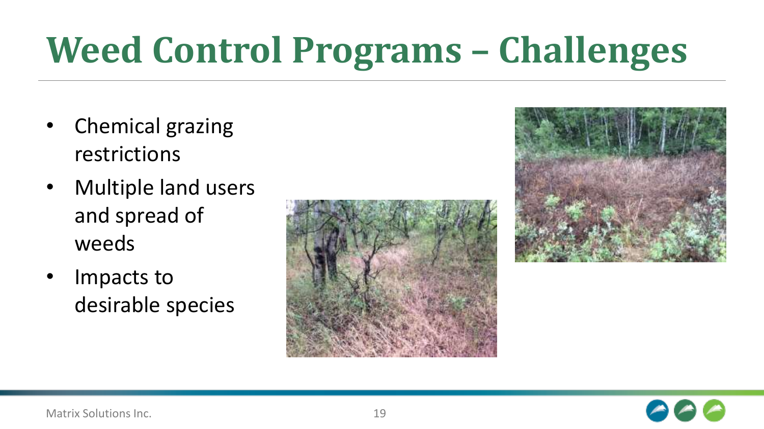# Weed Control Programs – Challenges

- Chemical grazing restrictions
- Multiple land users and spread of weeds
- Impacts to desirable species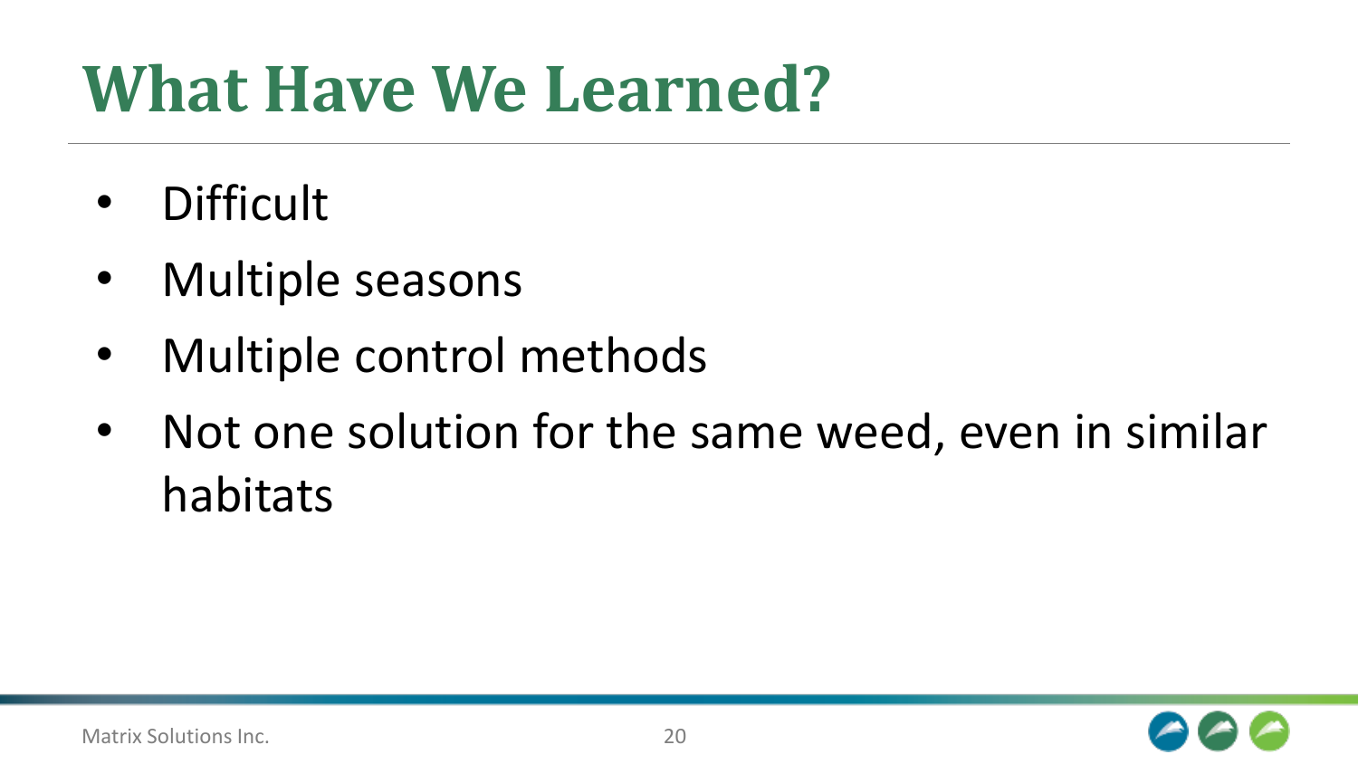# What Have We Learned?

- Difficult
- Multiple seasons
- Multiple control methods
- Not one solution for the same weed, even in similar habitats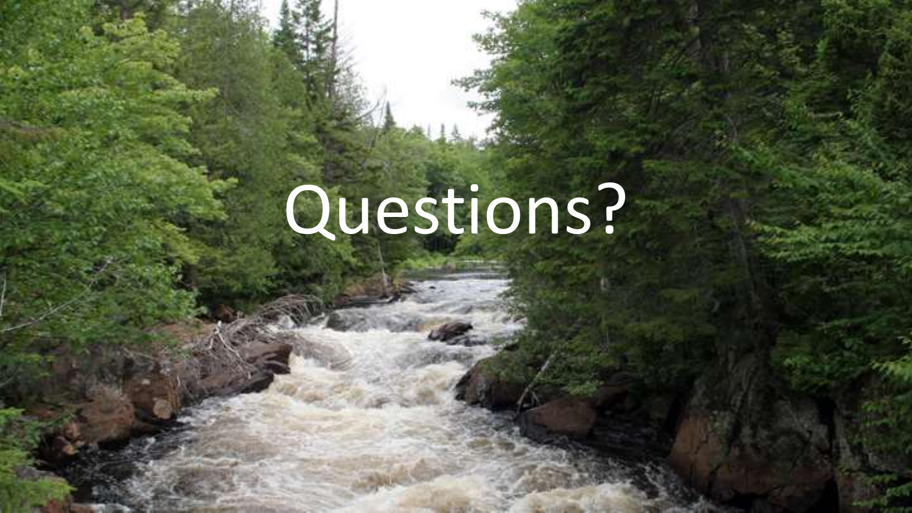# Questions?